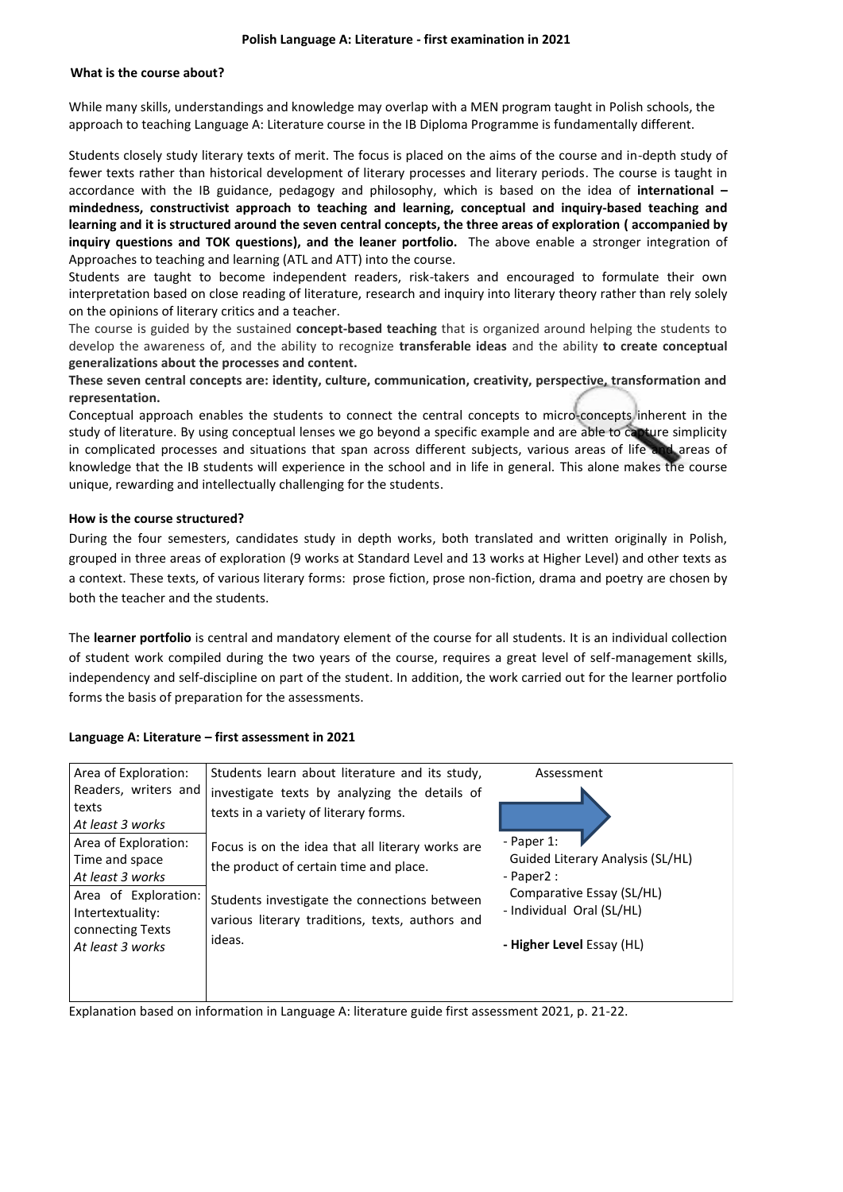# Polish Language A: Literature - first examination in 2021

## What is the course about?

While many skills, understandings and knowledge may overlap with a MEN program taught in Polish schools, the approach to teaching Language A: Literature course in the IB Diploma Programme is fundamentally different.

Students closely study literary texts of merit. The focus is placed on the aims of the course and in-depth study of fewer texts rather than historical development of literary processes and literary periods. The course is taught in accordance with the IB guidance, pedagogy and philosophy, which is based on the idea of **international – mindedness, constructivist approach to teaching and learning, conceptual and inquiry-based teaching and learning and it is structured around the seven central concepts, the three areas of exploration ( accompanied by inquiry questions and TOK questions), and the leaner portfolio.** The above enable a stronger integration of Approaches to teaching and learning (ATL and ATT) into the course.

Students are taught to become independent readers, risk-takers and encouraged to formulate their own interpretation based on close reading of literature, research and inquiry into literary theory rather than rely solely on the opinions of literary critics and a teacher.

The course is guided by the sustained **concept-based teaching** that is organized around helping the students to develop the awareness of, and the ability to recognize **transferable ideas** and the ability **to create conceptual generalizations about the processes and content.**

**These seven central concepts are: identity, culture, communication, creativity, perspective, transformation and representation.**

Conceptual approach enables the students to connect the central concepts to micro-concepts inherent in the study of literature. By using conceptual lenses we go beyond a specific example and are able to capture simplicity in complicated processes and situations that span across different subjects, various areas of life and areas of knowledge that the IB students will experience in the school and in life in general. This alone makes the course unique, rewarding and intellectually challenging for the students.

## How is the course structured?

During the four semesters, candidates study in depth works, both translated and written originally in Polish, grouped in three areas of exploration (9 works at Standard Level and 13 works at Higher Level) and other texts as a context. These texts, of various literary forms: prose fiction, prose non-fiction, drama and poetry are chosen by both the teacher and the students.

The **learner portfolio** is central and mandatory element of the course for all students. It is an individual collection of student work compiled during the two years of the course, requires a great level of self-management skills, independency and self-discipline on part of the student. In addition, the work carried out for the learner portfolio forms the basis of preparation for the assessments.

## Language A: Literature – first assessment in 2021

| Area of Exploration | Description | Assessment |
|---|---|---|
| Area of Exploration: Readers, writers and texts *At least 3 works* | Students learn about literature and its study, investigate texts by analyzing the details of texts in a variety of literary forms. | - Paper 1: Guided Literary Analysis (SL/HL)<br>- Paper2 : Comparative Essay (SL/HL)<br>- Individual Oral (SL/HL)<br>- **Higher Level** Essay (HL) |
| Area of Exploration: Time and space *At least 3 works* | Focus is on the idea that all literary works are the product of certain time and place. | |
| Area of Exploration: Intertextuality: connecting Texts *At least 3 works* | Students investigate the connections between various literary traditions, texts, authors and ideas. | |

Explanation based on information in Language A: literature guide first assessment 2021, p. 21-22.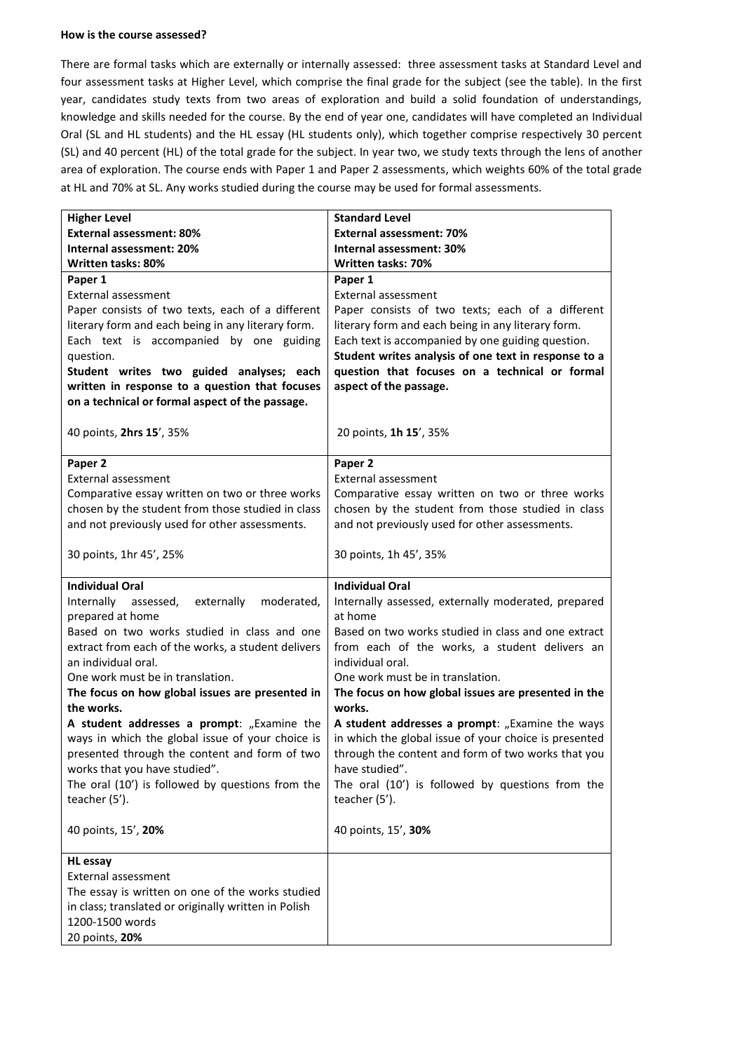**How is the course assessed?**

There are formal tasks which are externally or internally assessed: three assessment tasks at Standard Level and four assessment tasks at Higher Level, which comprise the final grade for the subject (see the table). In the first year, candidates study texts from two areas of exploration and build a solid foundation of understandings, knowledge and skills needed for the course. By the end of year one, candidates will have completed an Individual Oral (SL and HL students) and the HL essay (HL students only), which together comprise respectively 30 percent (SL) and 40 percent (HL) of the total grade for the subject. In year two, we study texts through the lens of another area of exploration. The course ends with Paper 1 and Paper 2 assessments, which weights 60% of the total grade at HL and 70% at SL. Any works studied during the course may be used for formal assessments.

| **Higher Level**<br>**External assessment: 80%**<br>**Internal assessment: 20%**<br>**Written tasks: 80%** | **Standard Level**<br>**External assessment: 70%**<br>**Internal assessment: 30%**<br>**Written tasks: 70%** |
|---|---|
| **Paper 1**<br>External assessment<br>Paper consists of two texts, each of a different literary form and each being in any literary form. Each text is accompanied by one guiding question.<br>**Student writes two guided analyses; each written in response to a question that focuses on a technical or formal aspect of the passage.**<br><br>40 points, **2hrs 15**', 35% | **Paper 1**<br>External assessment<br>Paper consists of two texts; each of a different literary form and each being in any literary form.<br>Each text is accompanied by one guiding question.<br>**Student writes analysis of one text in response to a question that focuses on a technical or formal aspect of the passage.**<br><br>20 points, **1h 15**', 35% |
| **Paper 2**<br>External assessment<br>Comparative essay written on two or three works chosen by the student from those studied in class and not previously used for other assessments.<br><br>30 points, 1hr 45', 25% | **Paper 2**<br>External assessment<br>Comparative essay written on two or three works chosen by the student from those studied in class and not previously used for other assessments.<br><br>30 points, 1h 45', 35% |
| **Individual Oral**<br>Internally assessed, externally moderated, prepared at home<br>Based on two works studied in class and one extract from each of the works, a student delivers an individual oral.<br>One work must be in translation.<br>**The focus on how global issues are presented in the works.**<br>**A student addresses a prompt**: „Examine the ways in which the global issue of your choice is presented through the content and form of two works that you have studied".<br>The oral (10') is followed by questions from the teacher (5').<br><br>40 points, 15', **20%** | **Individual Oral**<br>Internally assessed, externally moderated, prepared at home<br>Based on two works studied in class and one extract from each of the works, a student delivers an individual oral.<br>One work must be in translation.<br>**The focus on how global issues are presented in the works.**<br>**A student addresses a prompt**: „Examine the ways in which the global issue of your choice is presented through the content and form of two works that you have studied".<br>The oral (10') is followed by questions from the teacher (5').<br><br>40 points, 15', **30%** |
| **HL essay**<br>External assessment<br>The essay is written on one of the works studied in class; translated or originally written in Polish<br>1200-1500 words<br>20 points, **20%** | |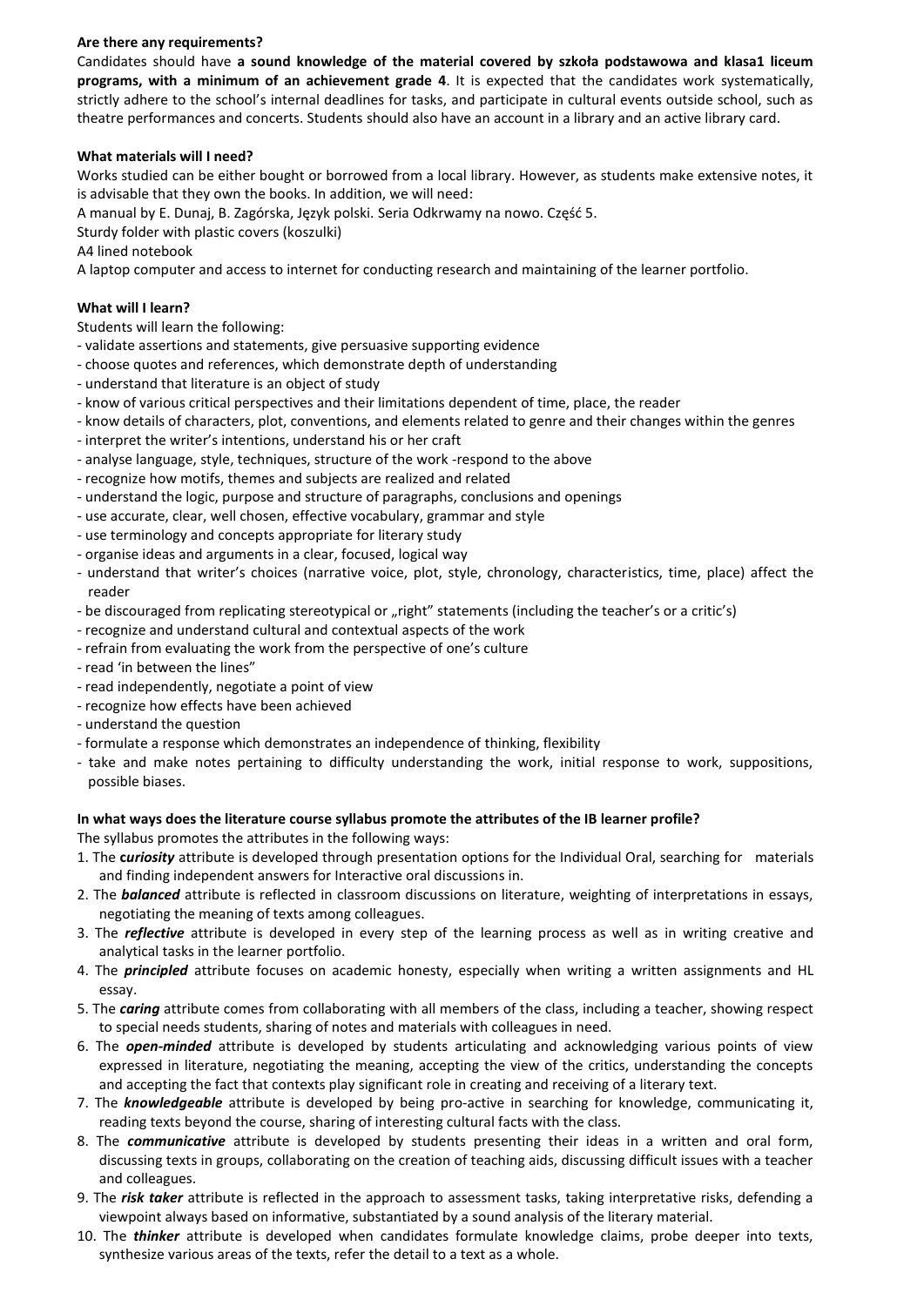**Are there any requirements?**

Candidates should have **a sound knowledge of the material covered by szkoła podstawowa and klasa1 liceum programs, with a minimum of an achievement grade 4**. It is expected that the candidates work systematically, strictly adhere to the school's internal deadlines for tasks, and participate in cultural events outside school, such as theatre performances and concerts. Students should also have an account in a library and an active library card.

**What materials will I need?**

Works studied can be either bought or borrowed from a local library. However, as students make extensive notes, it is advisable that they own the books. In addition, we will need:

A manual by E. Dunaj, B. Zagórska, Język polski. Seria Odkrwamy na nowo. Część 5.

Sturdy folder with plastic covers (koszulki)

A4 lined notebook

A laptop computer and access to internet for conducting research and maintaining of the learner portfolio.

**What will I learn?**

Students will learn the following:

- validate assertions and statements, give persuasive supporting evidence
- choose quotes and references, which demonstrate depth of understanding
- understand that literature is an object of study
- know of various critical perspectives and their limitations dependent of time, place, the reader
- know details of characters, plot, conventions, and elements related to genre and their changes within the genres
- interpret the writer's intentions, understand his or her craft
- analyse language, style, techniques, structure of the work -respond to the above
- recognize how motifs, themes and subjects are realized and related
- understand the logic, purpose and structure of paragraphs, conclusions and openings
- use accurate, clear, well chosen, effective vocabulary, grammar and style
- use terminology and concepts appropriate for literary study
- organise ideas and arguments in a clear, focused, logical way
- understand that writer's choices (narrative voice, plot, style, chronology, characteristics, time, place) affect the reader
- be discouraged from replicating stereotypical or „right" statements (including the teacher's or a critic's)
- recognize and understand cultural and contextual aspects of the work
- refrain from evaluating the work from the perspective of one's culture
- read 'in between the lines"
- read independently, negotiate a point of view
- recognize how effects have been achieved
- understand the question
- formulate a response which demonstrates an independence of thinking, flexibility
- take and make notes pertaining to difficulty understanding the work, initial response to work, suppositions, possible biases.

**In what ways does the literature course syllabus promote the attributes of the IB learner profile?**

The syllabus promotes the attributes in the following ways:

1. The ***curiosity*** attribute is developed through presentation options for the Individual Oral, searching for materials and finding independent answers for Interactive oral discussions in.
2. The ***balanced*** attribute is reflected in classroom discussions on literature, weighting of interpretations in essays, negotiating the meaning of texts among colleagues.
3. The ***reflective*** attribute is developed in every step of the learning process as well as in writing creative and analytical tasks in the learner portfolio.
4. The ***principled*** attribute focuses on academic honesty, especially when writing a written assignments and HL essay.
5. The ***caring*** attribute comes from collaborating with all members of the class, including a teacher, showing respect to special needs students, sharing of notes and materials with colleagues in need.
6. The ***open-minded*** attribute is developed by students articulating and acknowledging various points of view expressed in literature, negotiating the meaning, accepting the view of the critics, understanding the concepts and accepting the fact that contexts play significant role in creating and receiving of a literary text.
7. The ***knowledgeable*** attribute is developed by being pro-active in searching for knowledge, communicating it, reading texts beyond the course, sharing of interesting cultural facts with the class.
8. The ***communicative*** attribute is developed by students presenting their ideas in a written and oral form, discussing texts in groups, collaborating on the creation of teaching aids, discussing difficult issues with a teacher and colleagues.
9. The ***risk taker*** attribute is reflected in the approach to assessment tasks, taking interpretative risks, defending a viewpoint always based on informative, substantiated by a sound analysis of the literary material.
10. The ***thinker*** attribute is developed when candidates formulate knowledge claims, probe deeper into texts, synthesize various areas of the texts, refer the detail to a text as a whole.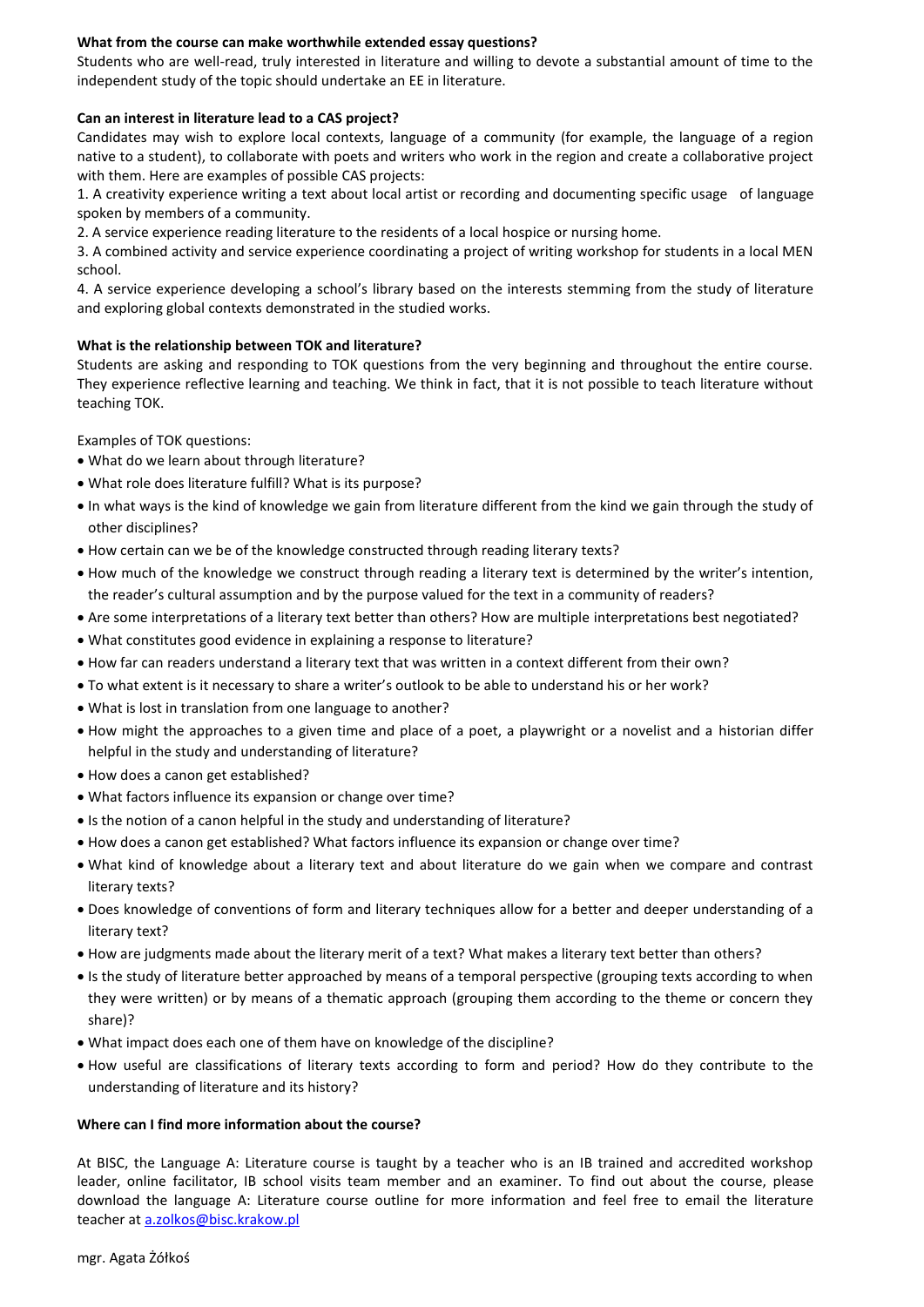**What from the course can make worthwhile extended essay questions?**

Students who are well-read, truly interested in literature and willing to devote a substantial amount of time to the independent study of the topic should undertake an EE in literature.

**Can an interest in literature lead to a CAS project?**

Candidates may wish to explore local contexts, language of a community (for example, the language of a region native to a student), to collaborate with poets and writers who work in the region and create a collaborative project with them. Here are examples of possible CAS projects:

1. A creativity experience writing a text about local artist or recording and documenting specific usage of language spoken by members of a community.
2. A service experience reading literature to the residents of a local hospice or nursing home.
3. A combined activity and service experience coordinating a project of writing workshop for students in a local MEN school.
4. A service experience developing a school's library based on the interests stemming from the study of literature and exploring global contexts demonstrated in the studied works.

**What is the relationship between TOK and literature?**

Students are asking and responding to TOK questions from the very beginning and throughout the entire course. They experience reflective learning and teaching. We think in fact, that it is not possible to teach literature without teaching TOK.

Examples of TOK questions:

- What do we learn about through literature?
- What role does literature fulfill? What is its purpose?
- In what ways is the kind of knowledge we gain from literature different from the kind we gain through the study of other disciplines?
- How certain can we be of the knowledge constructed through reading literary texts?
- How much of the knowledge we construct through reading a literary text is determined by the writer's intention, the reader's cultural assumption and by the purpose valued for the text in a community of readers?
- Are some interpretations of a literary text better than others? How are multiple interpretations best negotiated?
- What constitutes good evidence in explaining a response to literature?
- How far can readers understand a literary text that was written in a context different from their own?
- To what extent is it necessary to share a writer's outlook to be able to understand his or her work?
- What is lost in translation from one language to another?
- How might the approaches to a given time and place of a poet, a playwright or a novelist and a historian differ helpful in the study and understanding of literature?
- How does a canon get established?
- What factors influence its expansion or change over time?
- Is the notion of a canon helpful in the study and understanding of literature?
- How does a canon get established? What factors influence its expansion or change over time?
- What kind of knowledge about a literary text and about literature do we gain when we compare and contrast literary texts?
- Does knowledge of conventions of form and literary techniques allow for a better and deeper understanding of a literary text?
- How are judgments made about the literary merit of a text? What makes a literary text better than others?
- Is the study of literature better approached by means of a temporal perspective (grouping texts according to when they were written) or by means of a thematic approach (grouping them according to the theme or concern they share)?
- What impact does each one of them have on knowledge of the discipline?
- How useful are classifications of literary texts according to form and period? How do they contribute to the understanding of literature and its history?

**Where can I find more information about the course?**

At BISC, the Language A: Literature course is taught by a teacher who is an IB trained and accredited workshop leader, online facilitator, IB school visits team member and an examiner. To find out about the course, please download the language A: Literature course outline for more information and feel free to email the literature teacher at a.zolkos@bisc.krakow.pl

mgr. Agata Żółkoś